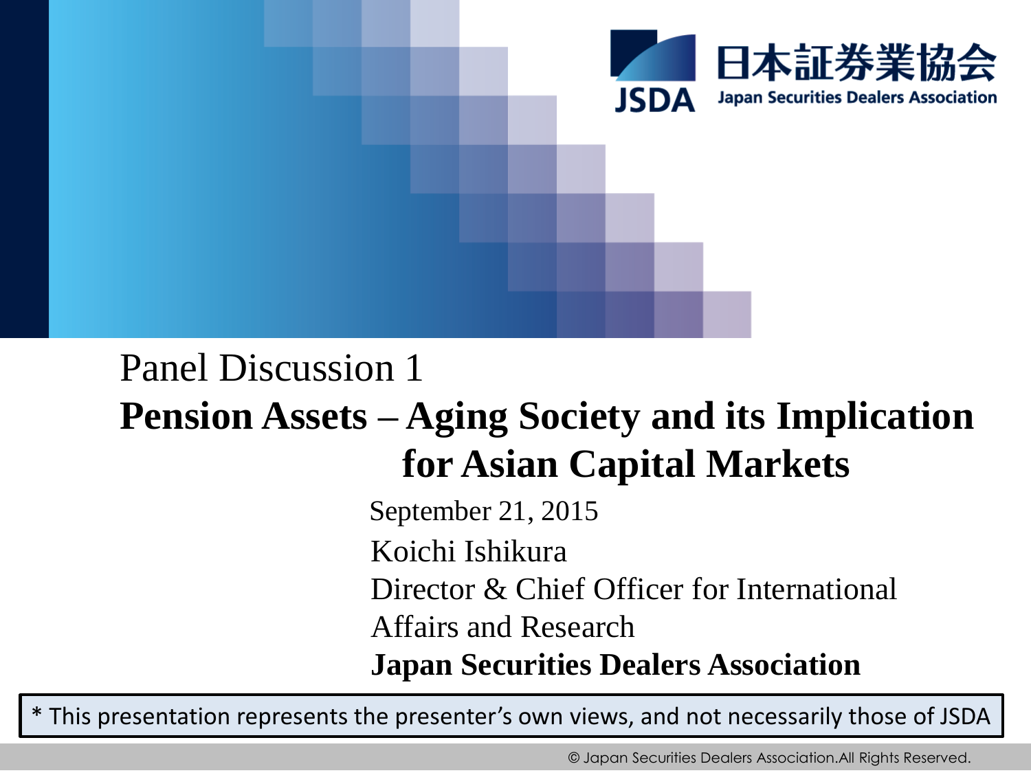日本証券業協会

JSDA Japan Securities Dealers Association

Panel Discussion 1

# Pension Assets – Aging Society and its Implication for Asian Capital Markets

September 21, 2015

Koichi Ishikura

Director & Chief Officer for International Affairs and Research

**Japan Securities Dealers Association**

* This presentation represents the presenter's own views, and not necessarily those of JSDA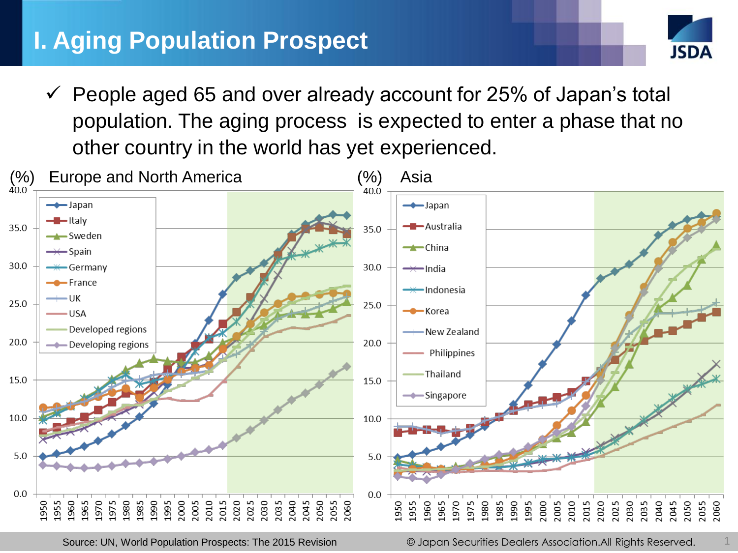# I. Aging Population Prospect

- ✓ People aged 65 and over already account for 25% of Japan's total population. The aging process is expected to enter a phase that no other country in the world has yet experienced.

(%) Europe and North America

(%) Asia

Source: UN, World Population Prospects: The 2015 Revision

© Japan Securities Dealers Association.All Rights Reserved.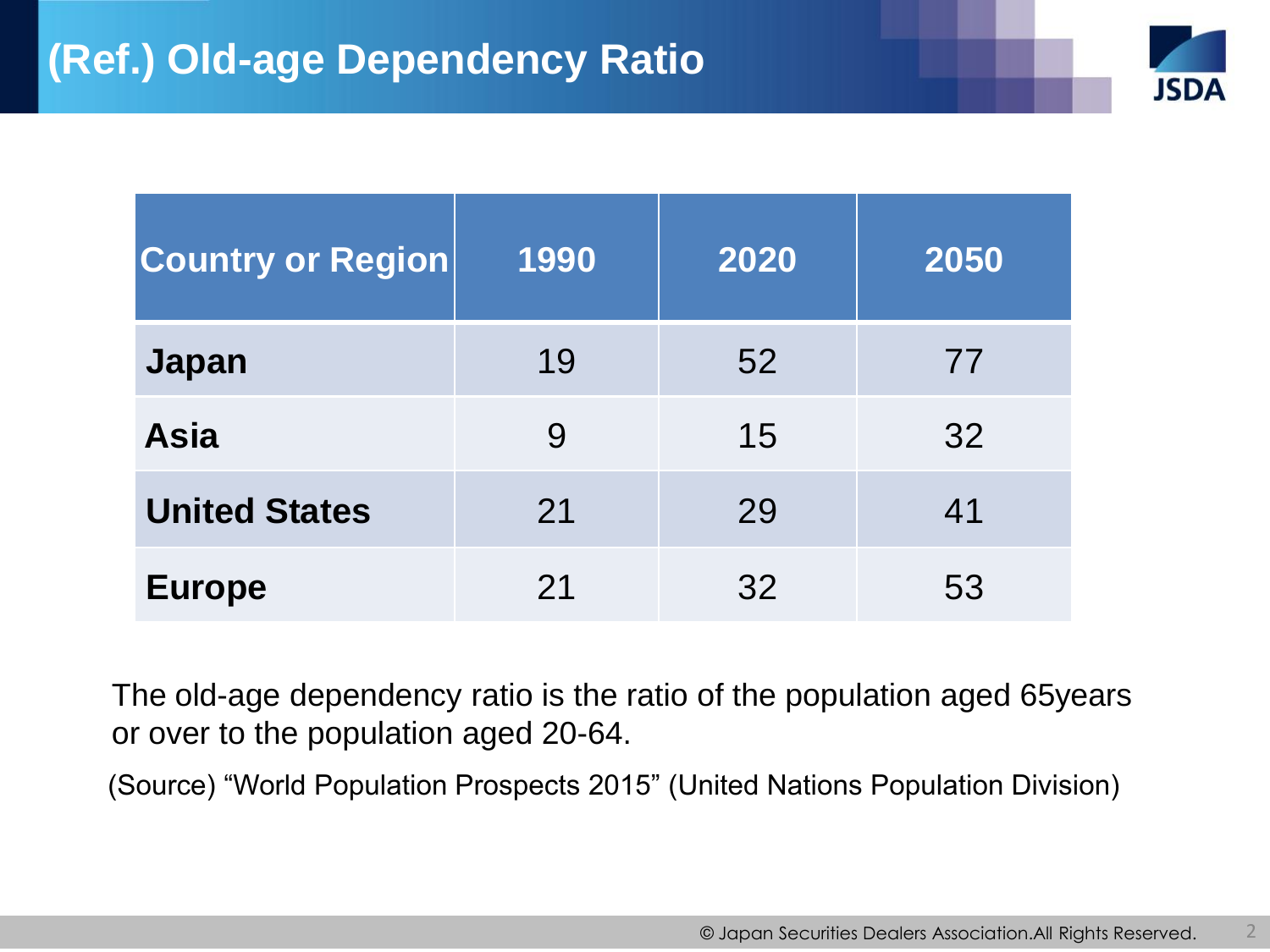# (Ref.) Old-age Dependency Ratio

| Country or Region | 1990 | 2020 | 2050 |
|---|---|---|---|
| **Japan** | 19 | 52 | 77 |
| **Asia** | 9 | 15 | 32 |
| **United States** | 21 | 29 | 41 |
| **Europe** | 21 | 32 | 53 |

The old-age dependency ratio is the ratio of the population aged 65years or over to the population aged 20-64.

(Source) “World Population Prospects 2015” (United Nations Population Division)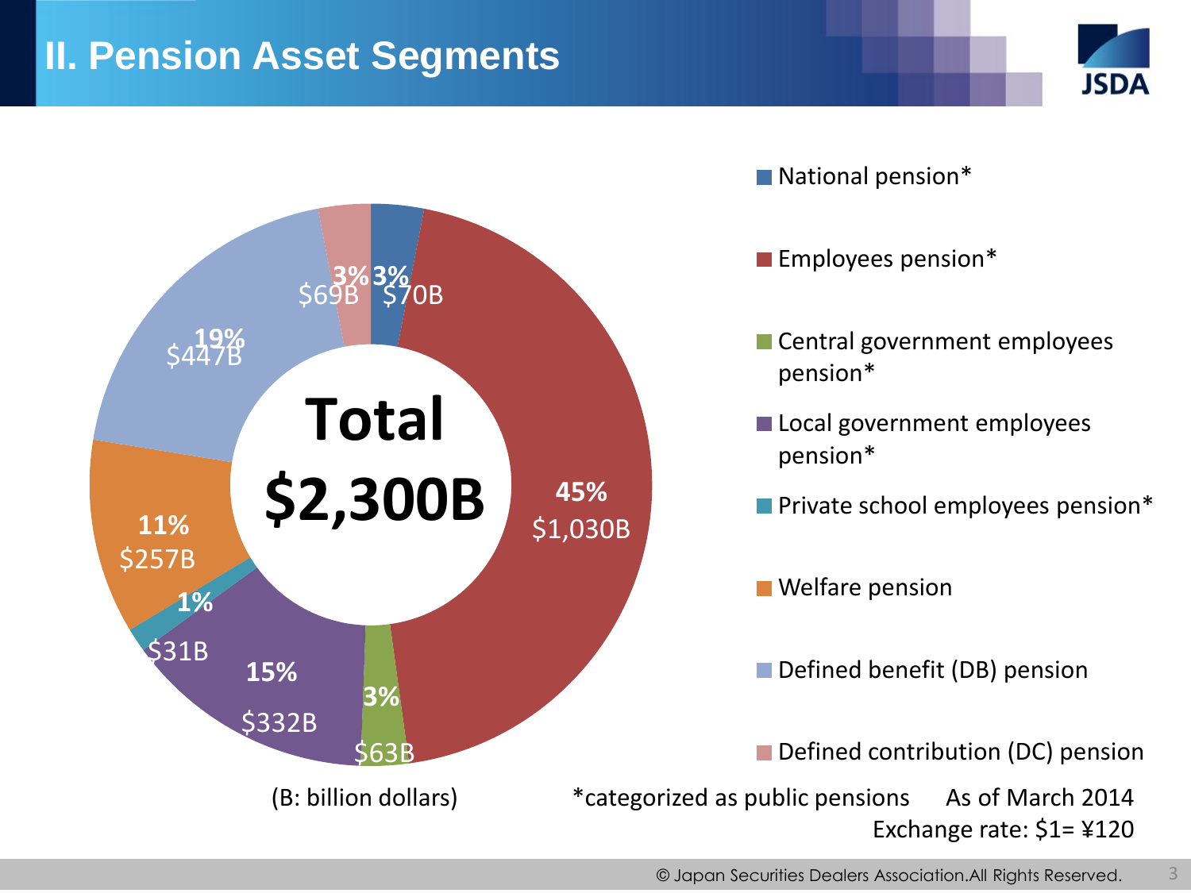## II. Pension Asset Segments

**Total $2,300B**

| Segment | Share | Amount |
|---|---|---|
| National pension* | 3% | $70B |
| Employees pension* | 45% | $1,030B |
| Central government employees pension* | 3% | $63B |
| Local government employees pension* | 15% | $332B |
| Private school employees pension* | 1% | $31B |
| Welfare pension | 11% | $257B |
| Defined benefit (DB) pension | 19% | $447B |
| Defined contribution (DC) pension | 3% | $69B |

(B: billion dollars)

*categorized as public pensions

As of March 2014
Exchange rate: $1= ¥120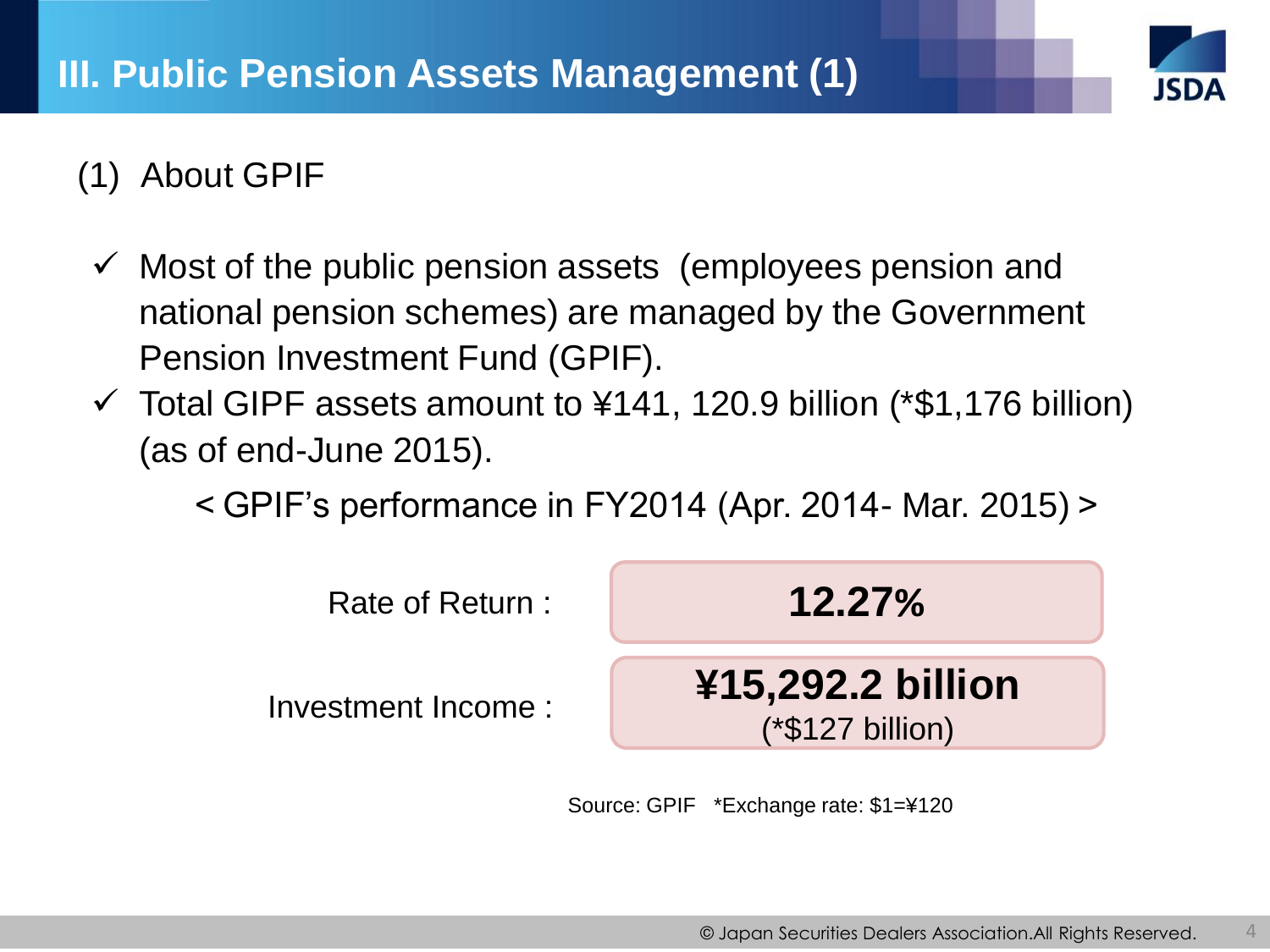# III. Public Pension Assets Management (1)

## (1) About GPIF

- ✓ Most of the public pension assets (employees pension and national pension schemes) are managed by the Government Pension Investment Fund (GPIF).
- ✓ Total GIPF assets amount to ¥141, 120.9 billion (*$1,176 billion) (as of end-June 2015).

< GPIF's performance in FY2014 (Apr. 2014- Mar. 2015) >

| | |
|---|---|
| Rate of Return : | **12.27%** |
| Investment Income : | **¥15,292.2 billion** (*$127 billion) |

Source: GPIF *Exchange rate: $1=¥120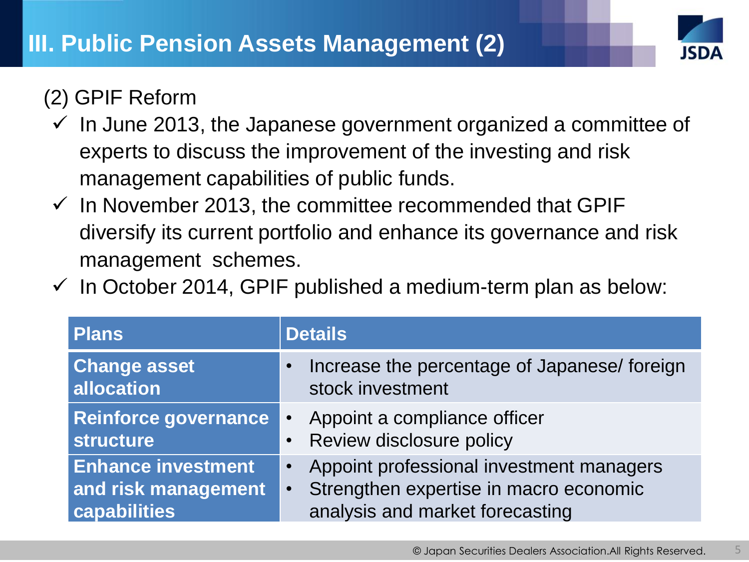# III. Public Pension Assets Management (2)

(2) GPIF Reform

- ✓ In June 2013, the Japanese government organized a committee of experts to discuss the improvement of the investing and risk management capabilities of public funds.
- ✓ In November 2013, the committee recommended that GPIF diversify its current portfolio and enhance its governance and risk management schemes.
- ✓ In October 2014, GPIF published a medium-term plan as below:

| Plans | Details |
|---|---|
| **Change asset allocation** | • Increase the percentage of Japanese/ foreign stock investment |
| **Reinforce governance structure** | • Appoint a compliance officer<br>• Review disclosure policy |
| **Enhance investment and risk management capabilities** | • Appoint professional investment managers<br>• Strengthen expertise in macro economic analysis and market forecasting |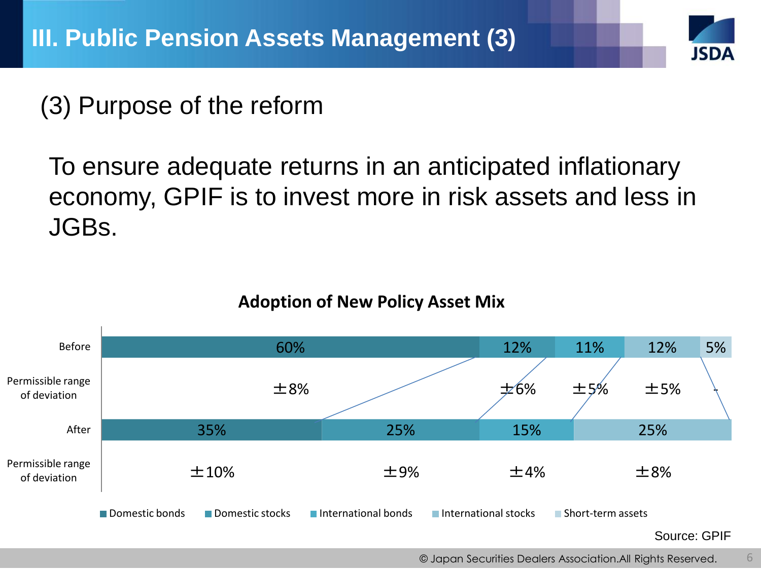# III. Public Pension Assets Management (3)

## (3) Purpose of the reform

To ensure adequate returns in an anticipated inflationary economy, GPIF is to invest more in risk assets and less in JGBs.

### Adoption of New Policy Asset Mix

| | Domestic bonds | Domestic stocks | International bonds | International stocks | Short-term assets |
|---|---|---|---|---|---|
| Before | 60% | 12% | 11% | 12% | 5% |
| Permissible range of deviation | ±8% | ±6% | ±5% | ±5% | - |
| After | 35% | 25% | 15% | 25% | |
| Permissible range of deviation | ±10% | ±9% | ±4% | ±8% | |

Source: GPIF

© Japan Securities Dealers Association.All Rights Reserved.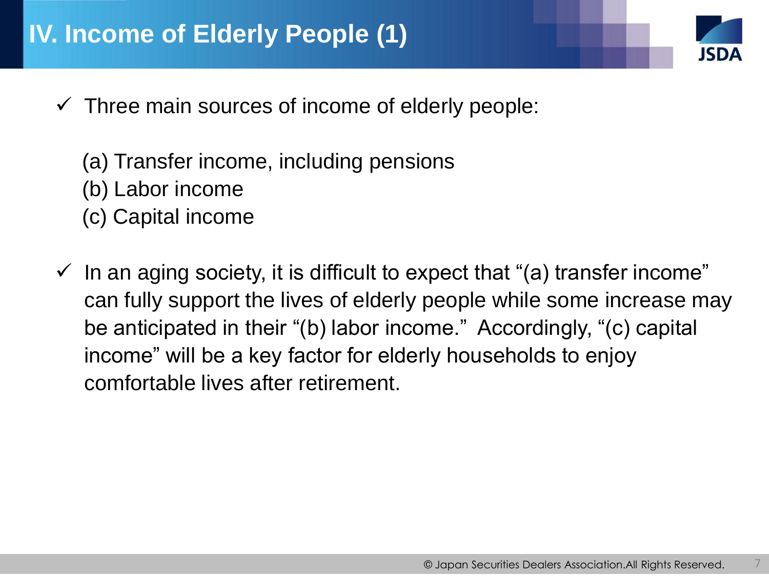# IV. Income of Elderly People (1)

- ✓ Three main sources of income of elderly people:

  (a) Transfer income, including pensions
  (b) Labor income
  (c) Capital income

- ✓ In an aging society, it is difficult to expect that "(a) transfer income" can fully support the lives of elderly people while some increase may be anticipated in their "(b) labor income." Accordingly, "(c) capital income" will be a key factor for elderly households to enjoy comfortable lives after retirement.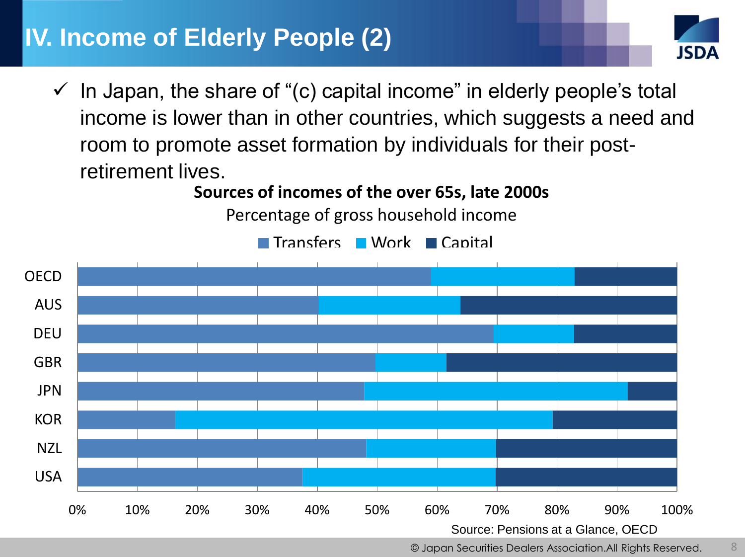# IV. Income of Elderly People (2)

- ✓ In Japan, the share of "(c) capital income" in elderly people's total income is lower than in other countries, which suggests a need and room to promote asset formation by individuals for their post-retirement lives.

**Sources of incomes of the over 65s, late 2000s**

Percentage of gross household income

■ Transfers ■ Work ■ Capital

OECD, AUS, DEU, GBR, JPN, KOR, NZL, USA

0% 10% 20% 30% 40% 50% 60% 70% 80% 90% 100%

Source: Pensions at a Glance, OECD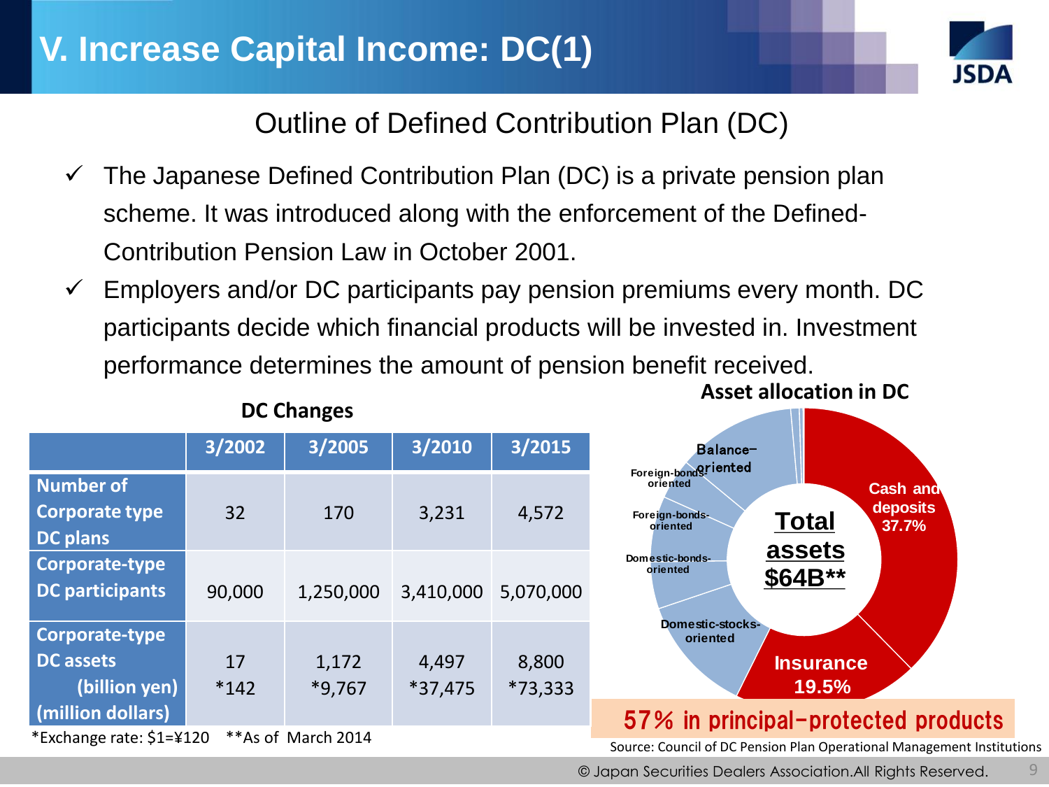# V. Increase Capital Income: DC(1)

## Outline of Defined Contribution Plan (DC)

- ✓ The Japanese Defined Contribution Plan (DC) is a private pension plan scheme. It was introduced along with the enforcement of the Defined-Contribution Pension Law in October 2001.
- ✓ Employers and/or DC participants pay pension premiums every month. DC participants decide which financial products will be invested in. Investment performance determines the amount of pension benefit received.

**DC Changes**

| | 3/2002 | 3/2005 | 3/2010 | 3/2015 |
|---|---|---|---|---|
| Number of Corporate type DC plans | 32 | 170 | 3,231 | 4,572 |
| Corporate-type DC participants | 90,000 | 1,250,000 | 3,410,000 | 5,070,000 |
| Corporate-type DC assets (billion yen) (million dollars) | 17<br>*142 | 1,172<br>*9,767 | 4,497<br>*37,475 | 8,800<br>*73,333 |

*Exchange rate: $1=¥120 **As of March 2014

**Asset allocation in DC**

**Total assets $64B****

- Cash and deposits 37.7%
- Insurance 19.5%
- Domestic-stocks-oriented
- Domestic-bonds-oriented
- Foreign-bonds-oriented
- Foreign-bonds-oriented
- Balance-oriented

**57% in principal-protected products**

Source: Council of DC Pension Plan Operational Management Institutions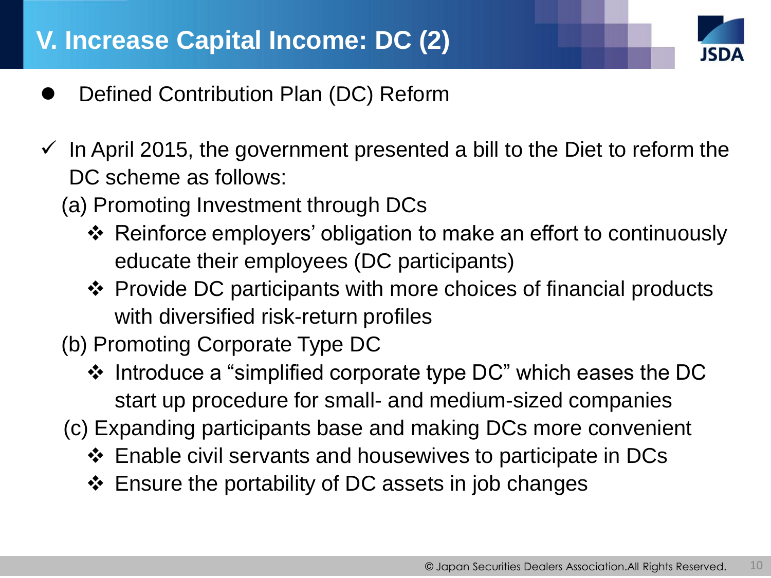# V. Increase Capital Income: DC (2)

- Defined Contribution Plan (DC) Reform

✓ In April 2015, the government presented a bill to the Diet to reform the DC scheme as follows:

(a) Promoting Investment through DCs

- ❖ Reinforce employers' obligation to make an effort to continuously educate their employees (DC participants)
- ❖ Provide DC participants with more choices of financial products with diversified risk-return profiles

(b) Promoting Corporate Type DC

- ❖ Introduce a "simplified corporate type DC" which eases the DC start up procedure for small- and medium-sized companies

(c) Expanding participants base and making DCs more convenient

- ❖ Enable civil servants and housewives to participate in DCs
- ❖ Ensure the portability of DC assets in job changes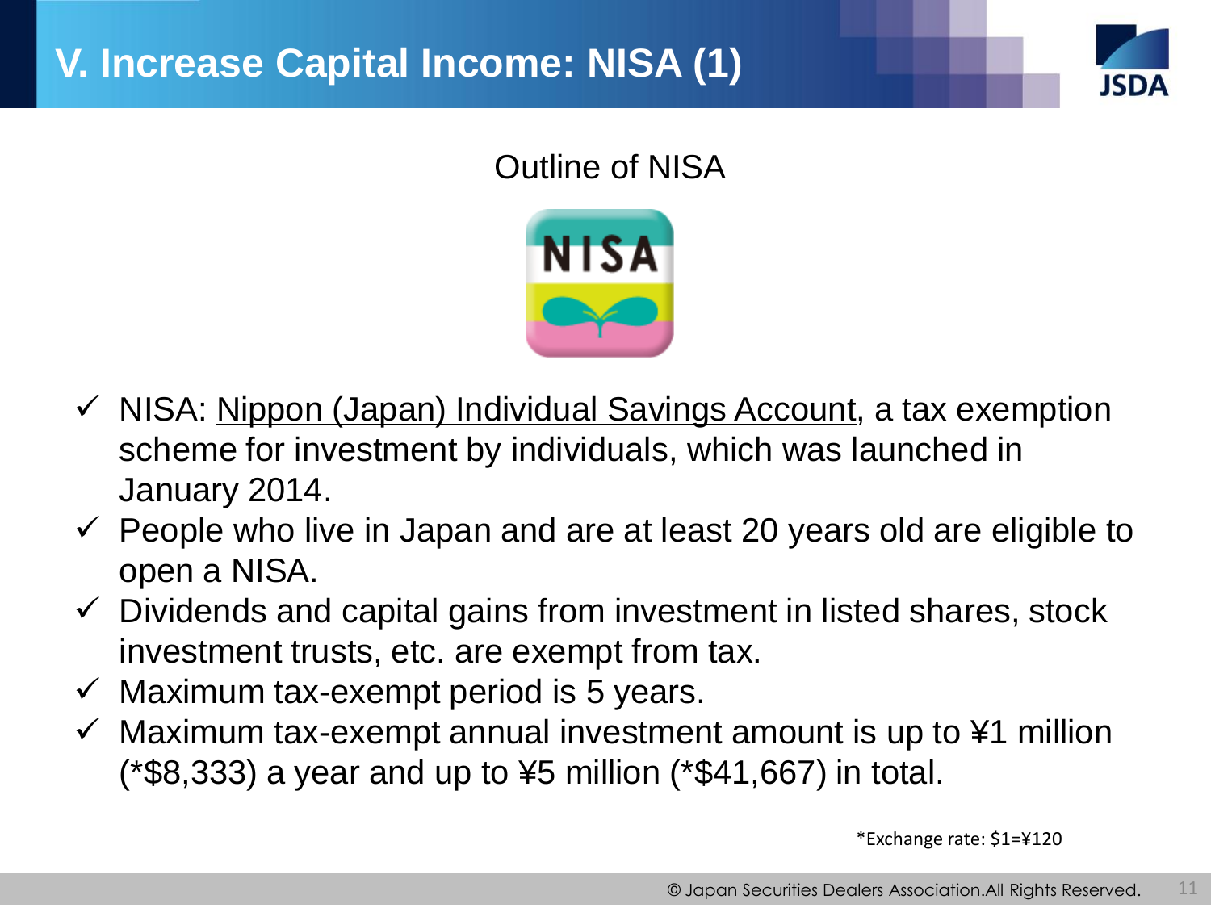# V. Increase Capital Income: NISA (1)

## Outline of NISA

- NISA: Nippon (Japan) Individual Savings Account, a tax exemption scheme for investment by individuals, which was launched in January 2014.
- People who live in Japan and are at least 20 years old are eligible to open a NISA.
- Dividends and capital gains from investment in listed shares, stock investment trusts, etc. are exempt from tax.
- Maximum tax-exempt period is 5 years.
- Maximum tax-exempt annual investment amount is up to ¥1 million (*$8,333) a year and up to ¥5 million (*$41,667) in total.

*Exchange rate: $1=¥120

© Japan Securities Dealers Association.All Rights Reserved.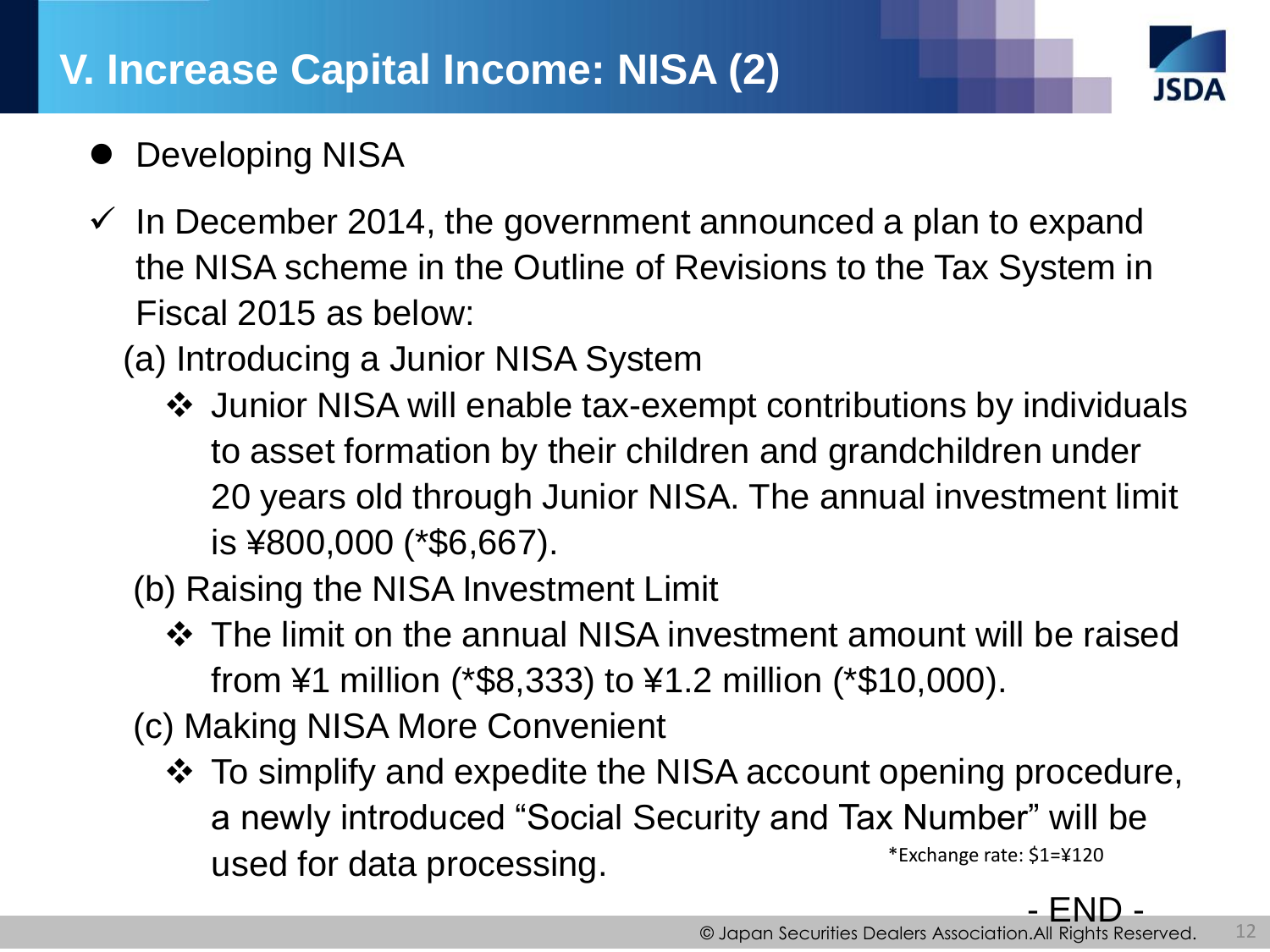# V. Increase Capital Income: NISA (2)

- Developing NISA

✓ In December 2014, the government announced a plan to expand the NISA scheme in the Outline of Revisions to the Tax System in Fiscal 2015 as below:

(a) Introducing a Junior NISA System

❖ Junior NISA will enable tax-exempt contributions by individuals to asset formation by their children and grandchildren under 20 years old through Junior NISA. The annual investment limit is ¥800,000 (*$6,667).

(b) Raising the NISA Investment Limit

❖ The limit on the annual NISA investment amount will be raised from ¥1 million (*$8,333) to ¥1.2 million (*$10,000).

(c) Making NISA More Convenient

❖ To simplify and expedite the NISA account opening procedure, a newly introduced "Social Security and Tax Number" will be used for data processing.

*Exchange rate: $1=¥120

\- END -